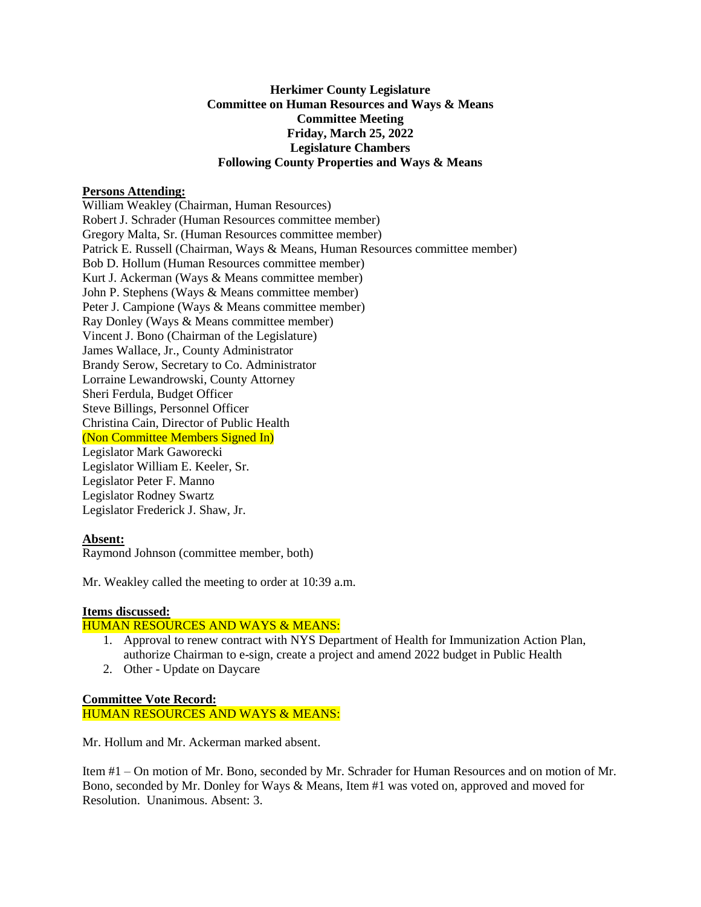**Herkimer County Legislature**
**Committee on Human Resources and Ways & Means**
**Committee Meeting**
**Friday, March 25, 2022**
**Legislature Chambers**
**Following County Properties and Ways & Means**

**Persons Attending:**

William Weakley (Chairman, Human Resources)
Robert J. Schrader (Human Resources committee member)
Gregory Malta, Sr. (Human Resources committee member)
Patrick E. Russell (Chairman, Ways & Means, Human Resources committee member)
Bob D. Hollum (Human Resources committee member)
Kurt J. Ackerman (Ways & Means committee member)
John P. Stephens (Ways & Means committee member)
Peter J. Campione (Ways & Means committee member)
Ray Donley (Ways & Means committee member)
Vincent J. Bono (Chairman of the Legislature)
James Wallace, Jr., County Administrator
Brandy Serow, Secretary to Co. Administrator
Lorraine Lewandrowski, County Attorney
Sheri Ferdula, Budget Officer
Steve Billings, Personnel Officer
Christina Cain, Director of Public Health
(Non Committee Members Signed In)
Legislator Mark Gaworecki
Legislator William E. Keeler, Sr.
Legislator Peter F. Manno
Legislator Rodney Swartz
Legislator Frederick J. Shaw, Jr.

**Absent:**

Raymond Johnson (committee member, both)

Mr. Weakley called the meeting to order at 10:39 a.m.

**Items discussed:**

HUMAN RESOURCES AND WAYS & MEANS:

1. Approval to renew contract with NYS Department of Health for Immunization Action Plan, authorize Chairman to e-sign, create a project and amend 2022 budget in Public Health
2. Other - Update on Daycare

**Committee Vote Record:**

HUMAN RESOURCES AND WAYS & MEANS:

Mr. Hollum and Mr. Ackerman marked absent.

Item #1 – On motion of Mr. Bono, seconded by Mr. Schrader for Human Resources and on motion of Mr. Bono, seconded by Mr. Donley for Ways & Means, Item #1 was voted on, approved and moved for Resolution. Unanimous. Absent: 3.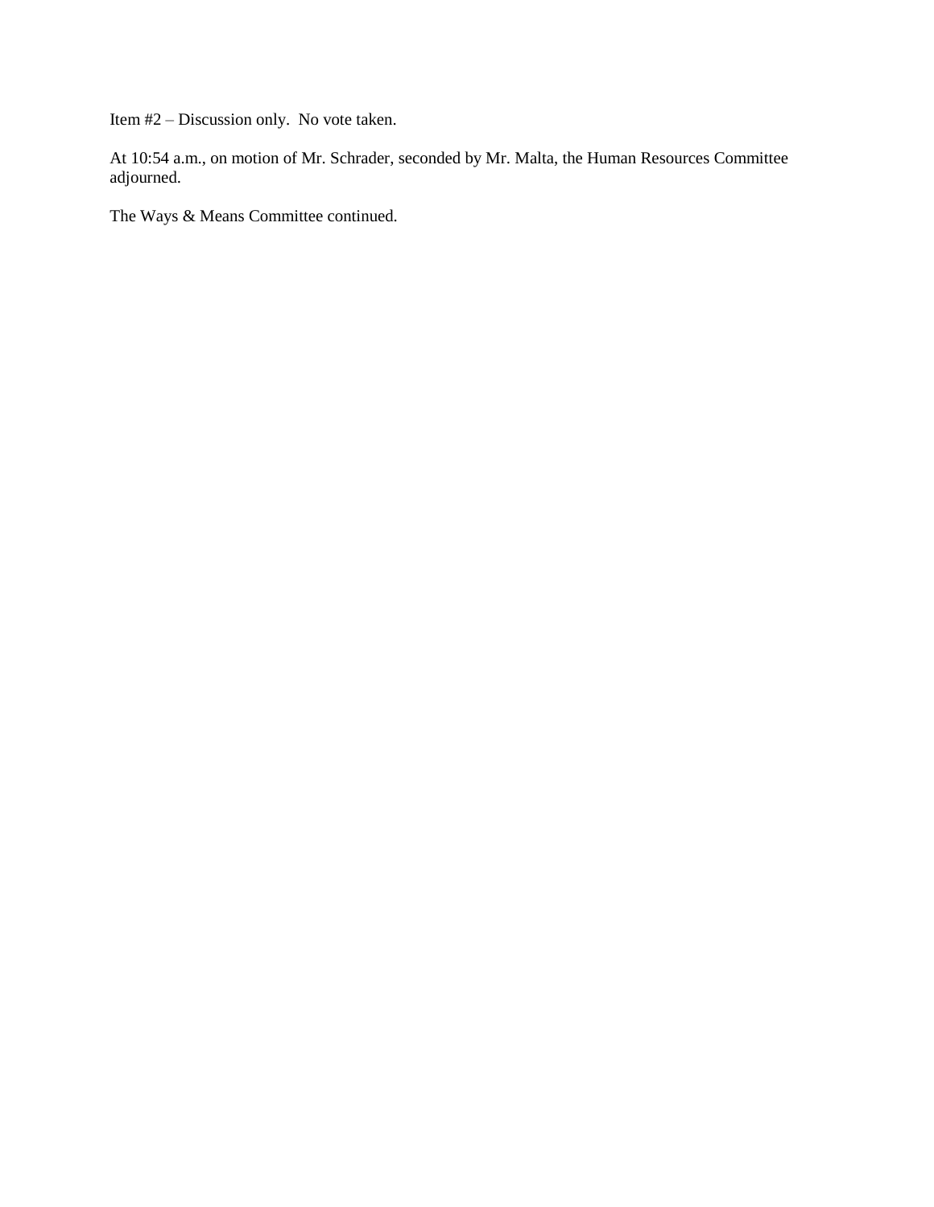Item #2 – Discussion only. No vote taken.

At 10:54 a.m., on motion of Mr. Schrader, seconded by Mr. Malta, the Human Resources Committee adjourned.

The Ways & Means Committee continued.